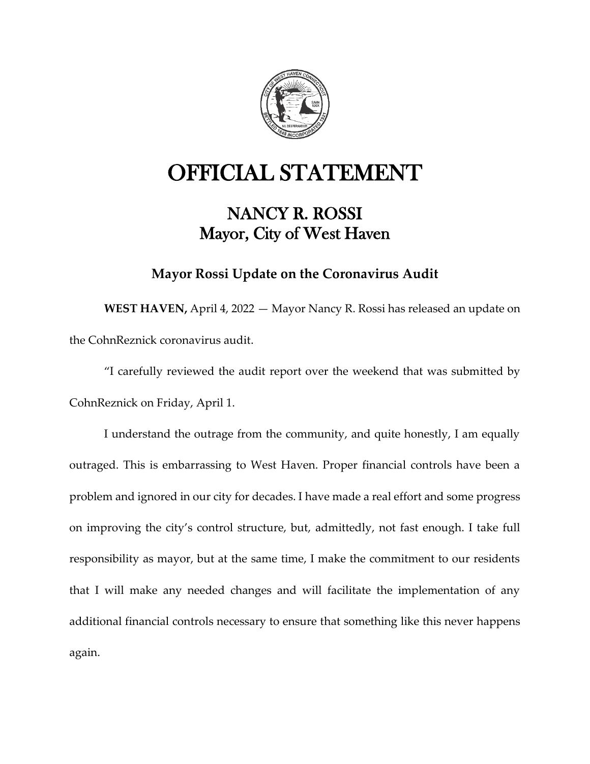# OFFICIAL STATEMENT

## NANCY R. ROSSI
## Mayor, City of West Haven

### Mayor Rossi Update on the Coronavirus Audit

**WEST HAVEN,** April 4, 2022 — Mayor Nancy R. Rossi has released an update on the CohnReznick coronavirus audit.

"I carefully reviewed the audit report over the weekend that was submitted by CohnReznick on Friday, April 1.

I understand the outrage from the community, and quite honestly, I am equally outraged. This is embarrassing to West Haven. Proper financial controls have been a problem and ignored in our city for decades. I have made a real effort and some progress on improving the city's control structure, but, admittedly, not fast enough. I take full responsibility as mayor, but at the same time, I make the commitment to our residents that I will make any needed changes and will facilitate the implementation of any additional financial controls necessary to ensure that something like this never happens again.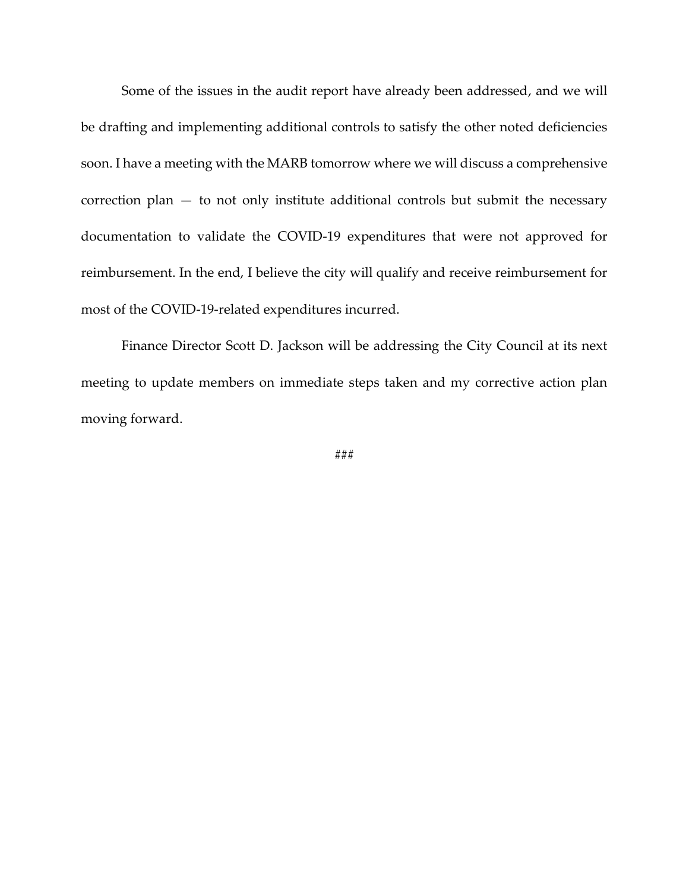Some of the issues in the audit report have already been addressed, and we will be drafting and implementing additional controls to satisfy the other noted deficiencies soon. I have a meeting with the MARB tomorrow where we will discuss a comprehensive correction plan — to not only institute additional controls but submit the necessary documentation to validate the COVID-19 expenditures that were not approved for reimbursement. In the end, I believe the city will qualify and receive reimbursement for most of the COVID-19-related expenditures incurred.

Finance Director Scott D. Jackson will be addressing the City Council at its next meeting to update members on immediate steps taken and my corrective action plan moving forward.

###